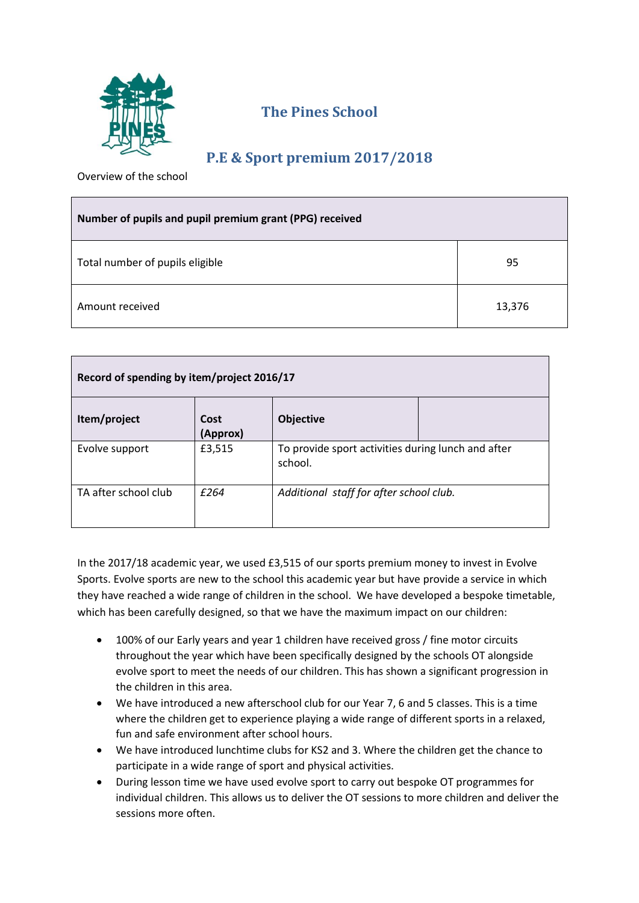# The Pines School

## P.E & Sport premium 2017/2018

Overview of the school

| Number of pupils and pupil premium grant (PPG) received | |
|---|---|
| Total number of pupils eligible | 95 |
| Amount received | 13,376 |

| Record of spending by item/project 2016/17 | | | |
|---|---|---|---|
| **Item/project** | **Cost (Approx)** | **Objective** | |
| Evolve support | £3,515 | To provide sport activities during lunch and after school. | |
| TA after school club | *£264* | *Additional staff for after school club.* | |

In the 2017/18 academic year, we used £3,515 of our sports premium money to invest in Evolve Sports. Evolve sports are new to the school this academic year but have provide a service in which they have reached a wide range of children in the school. We have developed a bespoke timetable, which has been carefully designed, so that we have the maximum impact on our children:

- 100% of our Early years and year 1 children have received gross / fine motor circuits throughout the year which have been specifically designed by the schools OT alongside evolve sport to meet the needs of our children. This has shown a significant progression in the children in this area.
- We have introduced a new afterschool club for our Year 7, 6 and 5 classes. This is a time where the children get to experience playing a wide range of different sports in a relaxed, fun and safe environment after school hours.
- We have introduced lunchtime clubs for KS2 and 3. Where the children get the chance to participate in a wide range of sport and physical activities.
- During lesson time we have used evolve sport to carry out bespoke OT programmes for individual children. This allows us to deliver the OT sessions to more children and deliver the sessions more often.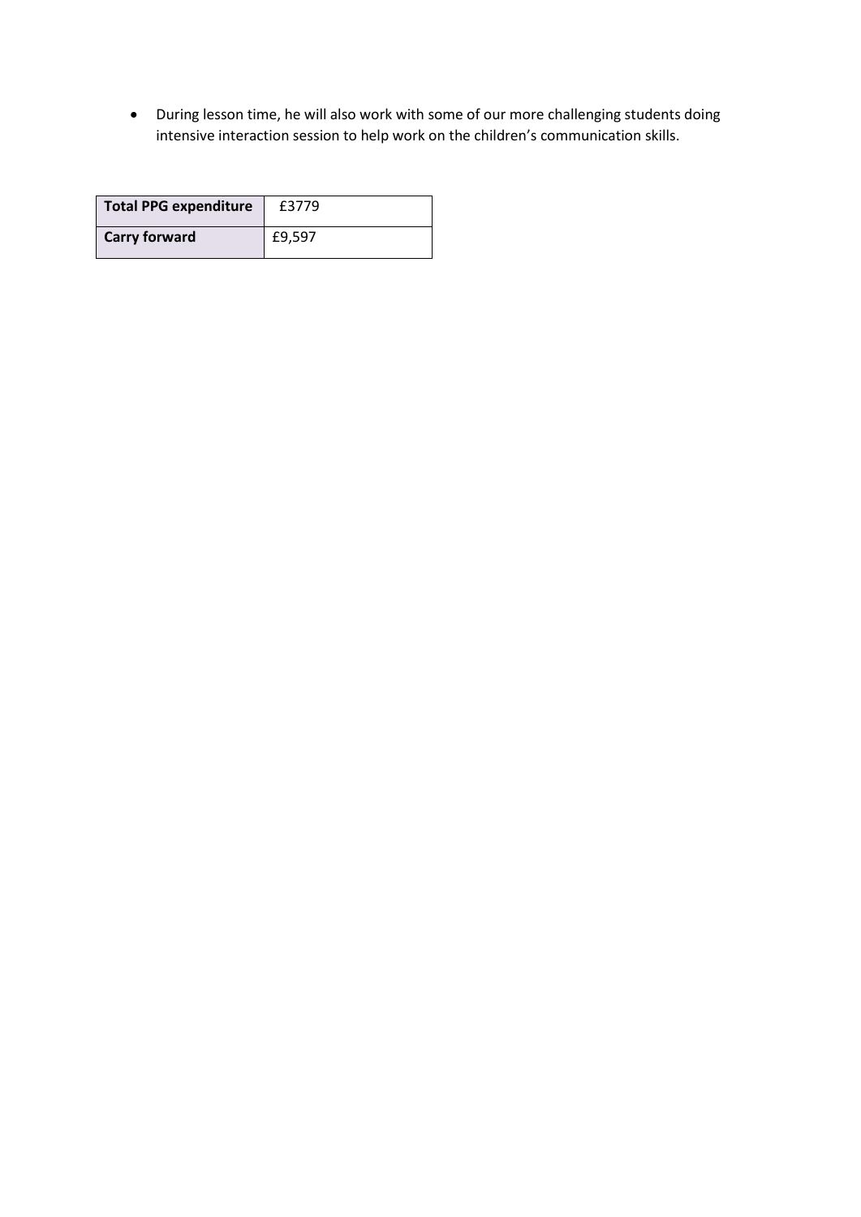- During lesson time, he will also work with some of our more challenging students doing intensive interaction session to help work on the children's communication skills.

| | |
|---|---|
| **Total PPG expenditure** | £3779 |
| **Carry forward** | £9,597 |